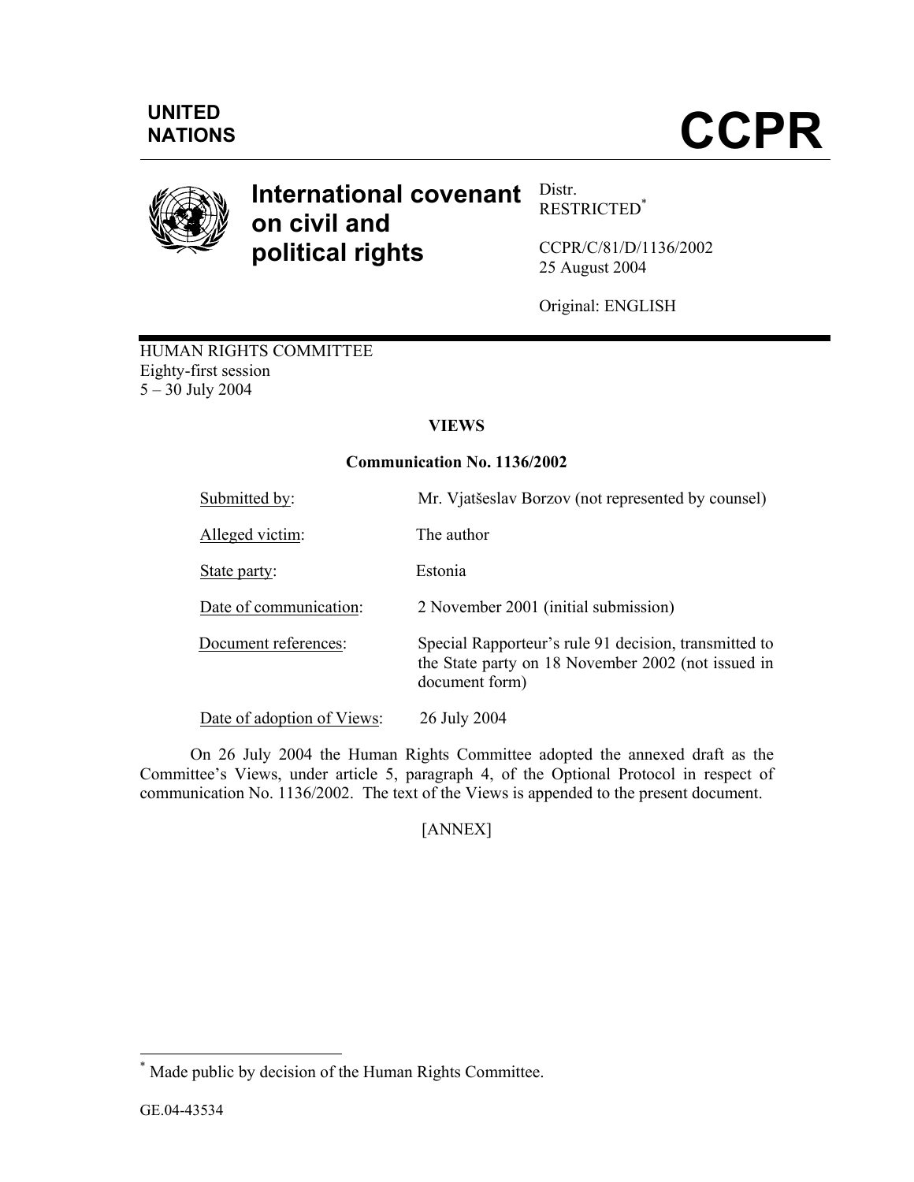UNITED NATIONS

# CCPR

## International covenant on civil and political rights

Distr.
RESTRICTED[*]

CCPR/C/81/D/1136/2002
25 August 2004

Original: ENGLISH

HUMAN RIGHTS COMMITTEE
Eighty-first session
5 – 30 July 2004

**VIEWS**

**Communication No. 1136/2002**

| | |
|---|---|
| Submitted by: | Mr. Vjatšeslav Borzov (not represented by counsel) |
| Alleged victim: | The author |
| State party: | Estonia |
| Date of communication: | 2 November 2001 (initial submission) |
| Document references: | Special Rapporteur's rule 91 decision, transmitted to the State party on 18 November 2002 (not issued in document form) |
| Date of adoption of Views: | 26 July 2004 |

On 26 July 2004 the Human Rights Committee adopted the annexed draft as the Committee's Views, under article 5, paragraph 4, of the Optional Protocol in respect of communication No. 1136/2002. The text of the Views is appended to the present document.

[ANNEX]

[*] Made public by decision of the Human Rights Committee.

GE.04-43534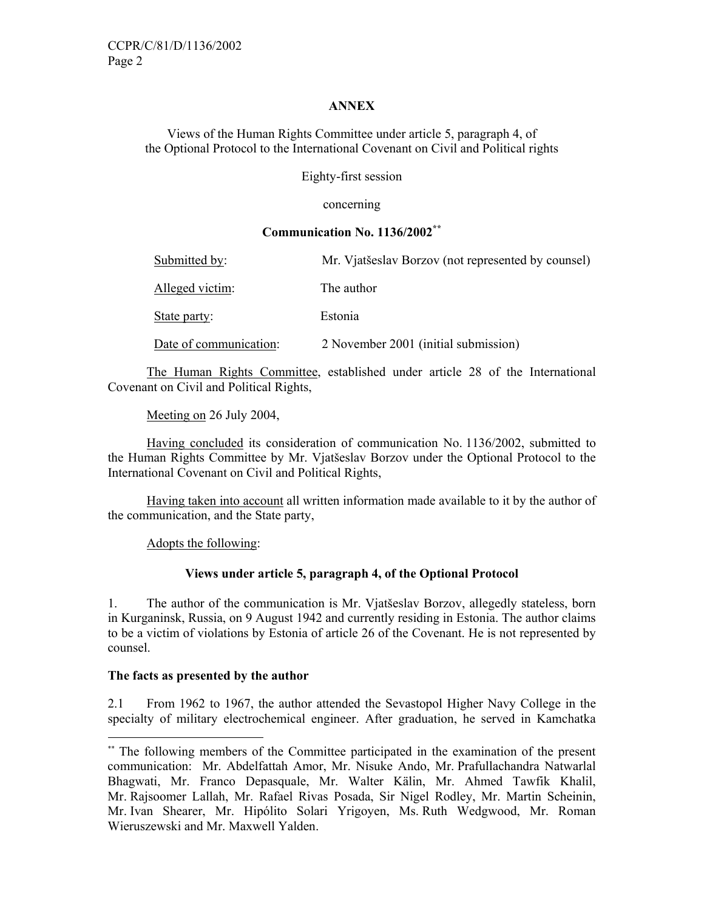**ANNEX**

Views of the Human Rights Committee under article 5, paragraph 4, of the Optional Protocol to the International Covenant on Civil and Political rights

Eighty-first session

concerning

**Communication No. 1136/2002**[**]

| | |
|---|---|
| Submitted by: | Mr. Vjatšeslav Borzov (not represented by counsel) |
| Alleged victim: | The author |
| State party: | Estonia |
| Date of communication: | 2 November 2001 (initial submission) |

The Human Rights Committee, established under article 28 of the International Covenant on Civil and Political Rights,

Meeting on 26 July 2004,

Having concluded its consideration of communication No. 1136/2002, submitted to the Human Rights Committee by Mr. Vjatšeslav Borzov under the Optional Protocol to the International Covenant on Civil and Political Rights,

Having taken into account all written information made available to it by the author of the communication, and the State party,

Adopts the following:

**Views under article 5, paragraph 4, of the Optional Protocol**

1. The author of the communication is Mr. Vjatšeslav Borzov, allegedly stateless, born in Kurganinsk, Russia, on 9 August 1942 and currently residing in Estonia. The author claims to be a victim of violations by Estonia of article 26 of the Covenant. He is not represented by counsel.

**The facts as presented by the author**

2.1 From 1962 to 1967, the author attended the Sevastopol Higher Navy College in the specialty of military electrochemical engineer. After graduation, he served in Kamchatka

---

[**] The following members of the Committee participated in the examination of the present communication: Mr. Abdelfattah Amor, Mr. Nisuke Ando, Mr. Prafullachandra Natwarlal Bhagwati, Mr. Franco Depasquale, Mr. Walter Kälin, Mr. Ahmed Tawfik Khalil, Mr. Rajsoomer Lallah, Mr. Rafael Rivas Posada, Sir Nigel Rodley, Mr. Martin Scheinin, Mr. Ivan Shearer, Mr. Hipólito Solari Yrigoyen, Ms. Ruth Wedgwood, Mr. Roman Wieruszewski and Mr. Maxwell Yalden.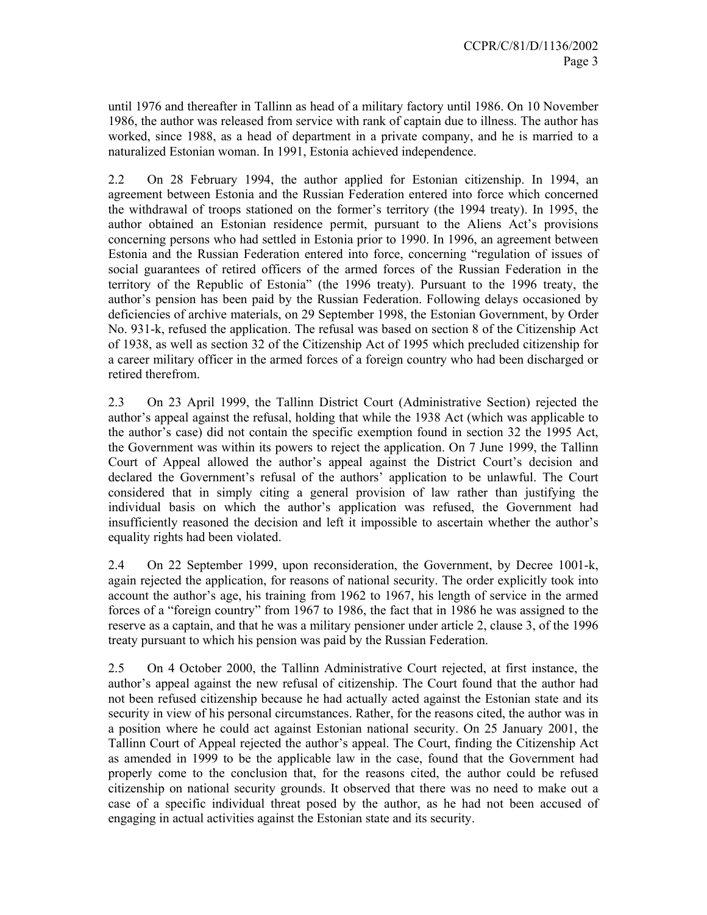until 1976 and thereafter in Tallinn as head of a military factory until 1986. On 10 November 1986, the author was released from service with rank of captain due to illness. The author has worked, since 1988, as a head of department in a private company, and he is married to a naturalized Estonian woman. In 1991, Estonia achieved independence.

2.2 On 28 February 1994, the author applied for Estonian citizenship. In 1994, an agreement between Estonia and the Russian Federation entered into force which concerned the withdrawal of troops stationed on the former's territory (the 1994 treaty). In 1995, the author obtained an Estonian residence permit, pursuant to the Aliens Act's provisions concerning persons who had settled in Estonia prior to 1990. In 1996, an agreement between Estonia and the Russian Federation entered into force, concerning "regulation of issues of social guarantees of retired officers of the armed forces of the Russian Federation in the territory of the Republic of Estonia" (the 1996 treaty). Pursuant to the 1996 treaty, the author's pension has been paid by the Russian Federation. Following delays occasioned by deficiencies of archive materials, on 29 September 1998, the Estonian Government, by Order No. 931-k, refused the application. The refusal was based on section 8 of the Citizenship Act of 1938, as well as section 32 of the Citizenship Act of 1995 which precluded citizenship for a career military officer in the armed forces of a foreign country who had been discharged or retired therefrom.

2.3 On 23 April 1999, the Tallinn District Court (Administrative Section) rejected the author's appeal against the refusal, holding that while the 1938 Act (which was applicable to the author's case) did not contain the specific exemption found in section 32 the 1995 Act, the Government was within its powers to reject the application. On 7 June 1999, the Tallinn Court of Appeal allowed the author's appeal against the District Court's decision and declared the Government's refusal of the authors' application to be unlawful. The Court considered that in simply citing a general provision of law rather than justifying the individual basis on which the author's application was refused, the Government had insufficiently reasoned the decision and left it impossible to ascertain whether the author's equality rights had been violated.

2.4 On 22 September 1999, upon reconsideration, the Government, by Decree 1001-k, again rejected the application, for reasons of national security. The order explicitly took into account the author's age, his training from 1962 to 1967, his length of service in the armed forces of a "foreign country" from 1967 to 1986, the fact that in 1986 he was assigned to the reserve as a captain, and that he was a military pensioner under article 2, clause 3, of the 1996 treaty pursuant to which his pension was paid by the Russian Federation.

2.5 On 4 October 2000, the Tallinn Administrative Court rejected, at first instance, the author's appeal against the new refusal of citizenship. The Court found that the author had not been refused citizenship because he had actually acted against the Estonian state and its security in view of his personal circumstances. Rather, for the reasons cited, the author was in a position where he could act against Estonian national security. On 25 January 2001, the Tallinn Court of Appeal rejected the author's appeal. The Court, finding the Citizenship Act as amended in 1999 to be the applicable law in the case, found that the Government had properly come to the conclusion that, for the reasons cited, the author could be refused citizenship on national security grounds. It observed that there was no need to make out a case of a specific individual threat posed by the author, as he had not been accused of engaging in actual activities against the Estonian state and its security.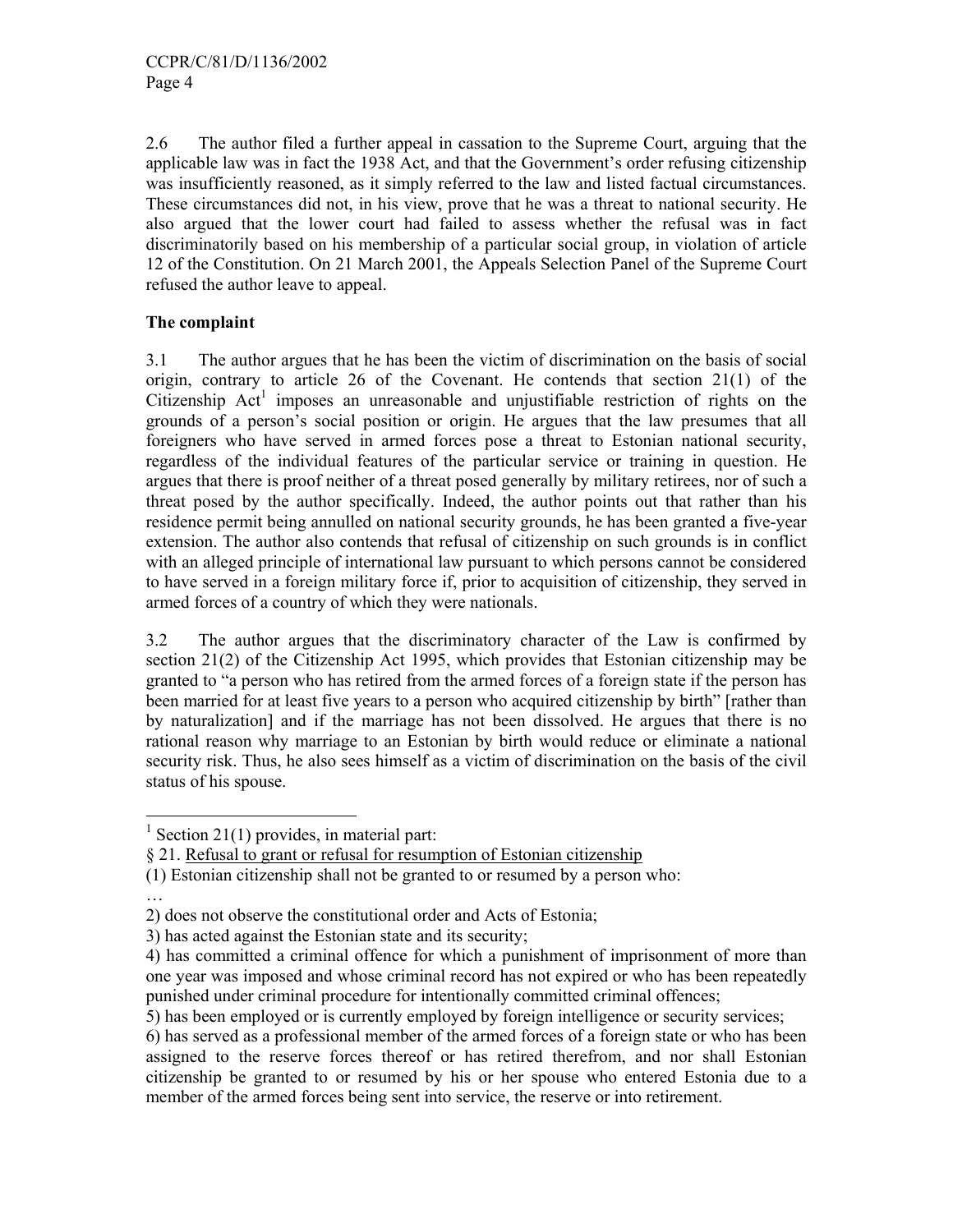2.6 The author filed a further appeal in cassation to the Supreme Court, arguing that the applicable law was in fact the 1938 Act, and that the Government's order refusing citizenship was insufficiently reasoned, as it simply referred to the law and listed factual circumstances. These circumstances did not, in his view, prove that he was a threat to national security. He also argued that the lower court had failed to assess whether the refusal was in fact discriminatorily based on his membership of a particular social group, in violation of article 12 of the Constitution. On 21 March 2001, the Appeals Selection Panel of the Supreme Court refused the author leave to appeal.

**The complaint**

3.1 The author argues that he has been the victim of discrimination on the basis of social origin, contrary to article 26 of the Covenant. He contends that section 21(1) of the Citizenship Act[1] imposes an unreasonable and unjustifiable restriction of rights on the grounds of a person's social position or origin. He argues that the law presumes that all foreigners who have served in armed forces pose a threat to Estonian national security, regardless of the individual features of the particular service or training in question. He argues that there is proof neither of a threat posed generally by military retirees, nor of such a threat posed by the author specifically. Indeed, the author points out that rather than his residence permit being annulled on national security grounds, he has been granted a five-year extension. The author also contends that refusal of citizenship on such grounds is in conflict with an alleged principle of international law pursuant to which persons cannot be considered to have served in a foreign military force if, prior to acquisition of citizenship, they served in armed forces of a country of which they were nationals.

3.2 The author argues that the discriminatory character of the Law is confirmed by section 21(2) of the Citizenship Act 1995, which provides that Estonian citizenship may be granted to "a person who has retired from the armed forces of a foreign state if the person has been married for at least five years to a person who acquired citizenship by birth" [rather than by naturalization] and if the marriage has not been dissolved. He argues that there is no rational reason why marriage to an Estonian by birth would reduce or eliminate a national security risk. Thus, he also sees himself as a victim of discrimination on the basis of the civil status of his spouse.

---

[1] Section 21(1) provides, in material part:

§ 21. Refusal to grant or refusal for resumption of Estonian citizenship

(1) Estonian citizenship shall not be granted to or resumed by a person who:

…

2) does not observe the constitutional order and Acts of Estonia;

3) has acted against the Estonian state and its security;

4) has committed a criminal offence for which a punishment of imprisonment of more than one year was imposed and whose criminal record has not expired or who has been repeatedly punished under criminal procedure for intentionally committed criminal offences;

5) has been employed or is currently employed by foreign intelligence or security services;

6) has served as a professional member of the armed forces of a foreign state or who has been assigned to the reserve forces thereof or has retired therefrom, and nor shall Estonian citizenship be granted to or resumed by his or her spouse who entered Estonia due to a member of the armed forces being sent into service, the reserve or into retirement.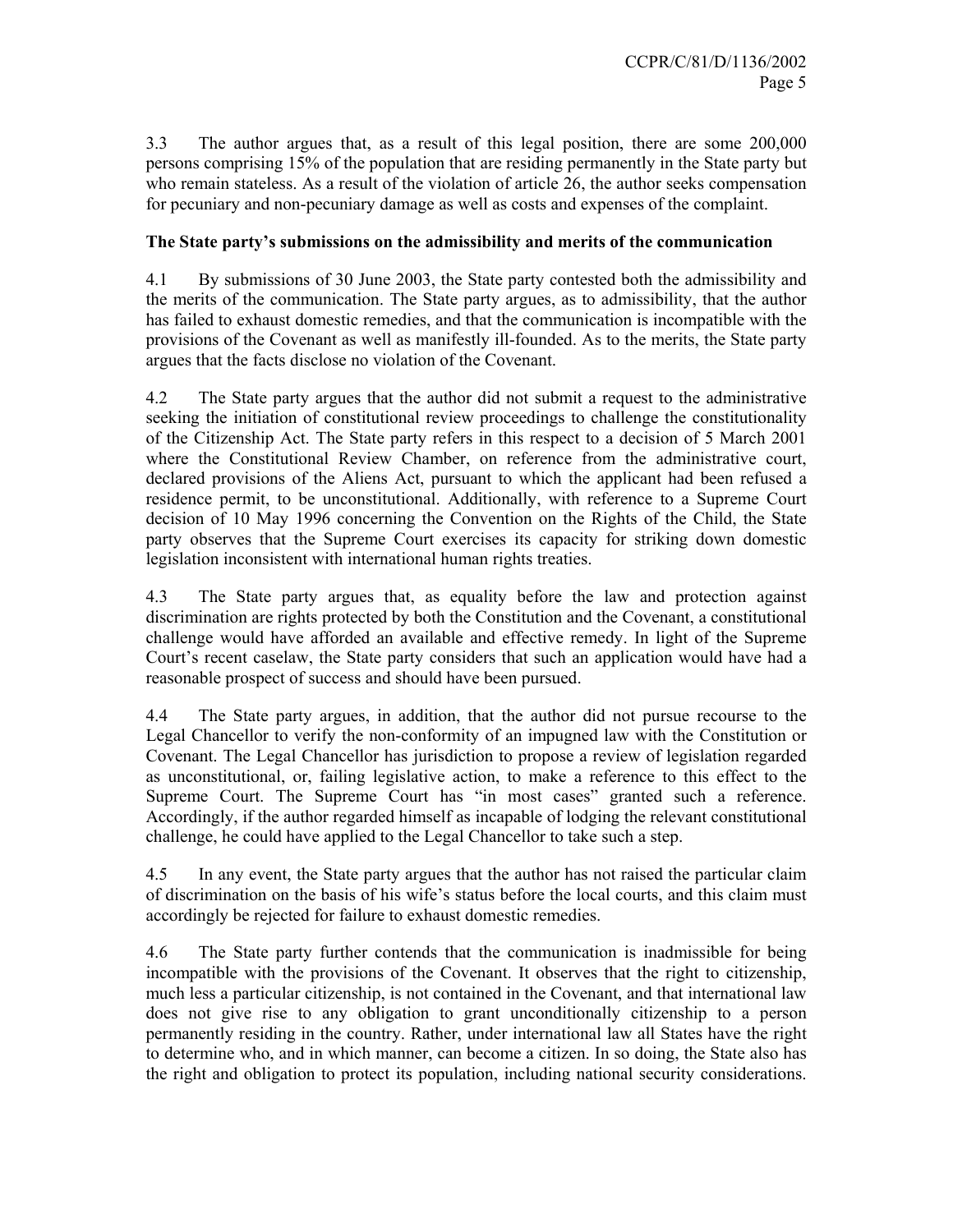3.3 The author argues that, as a result of this legal position, there are some 200,000 persons comprising 15% of the population that are residing permanently in the State party but who remain stateless. As a result of the violation of article 26, the author seeks compensation for pecuniary and non-pecuniary damage as well as costs and expenses of the complaint.

**The State party's submissions on the admissibility and merits of the communication**

4.1 By submissions of 30 June 2003, the State party contested both the admissibility and the merits of the communication. The State party argues, as to admissibility, that the author has failed to exhaust domestic remedies, and that the communication is incompatible with the provisions of the Covenant as well as manifestly ill-founded. As to the merits, the State party argues that the facts disclose no violation of the Covenant.

4.2 The State party argues that the author did not submit a request to the administrative seeking the initiation of constitutional review proceedings to challenge the constitutionality of the Citizenship Act. The State party refers in this respect to a decision of 5 March 2001 where the Constitutional Review Chamber, on reference from the administrative court, declared provisions of the Aliens Act, pursuant to which the applicant had been refused a residence permit, to be unconstitutional. Additionally, with reference to a Supreme Court decision of 10 May 1996 concerning the Convention on the Rights of the Child, the State party observes that the Supreme Court exercises its capacity for striking down domestic legislation inconsistent with international human rights treaties.

4.3 The State party argues that, as equality before the law and protection against discrimination are rights protected by both the Constitution and the Covenant, a constitutional challenge would have afforded an available and effective remedy. In light of the Supreme Court's recent caselaw, the State party considers that such an application would have had a reasonable prospect of success and should have been pursued.

4.4 The State party argues, in addition, that the author did not pursue recourse to the Legal Chancellor to verify the non-conformity of an impugned law with the Constitution or Covenant. The Legal Chancellor has jurisdiction to propose a review of legislation regarded as unconstitutional, or, failing legislative action, to make a reference to this effect to the Supreme Court. The Supreme Court has "in most cases" granted such a reference. Accordingly, if the author regarded himself as incapable of lodging the relevant constitutional challenge, he could have applied to the Legal Chancellor to take such a step.

4.5 In any event, the State party argues that the author has not raised the particular claim of discrimination on the basis of his wife's status before the local courts, and this claim must accordingly be rejected for failure to exhaust domestic remedies.

4.6 The State party further contends that the communication is inadmissible for being incompatible with the provisions of the Covenant. It observes that the right to citizenship, much less a particular citizenship, is not contained in the Covenant, and that international law does not give rise to any obligation to grant unconditionally citizenship to a person permanently residing in the country. Rather, under international law all States have the right to determine who, and in which manner, can become a citizen. In so doing, the State also has the right and obligation to protect its population, including national security considerations.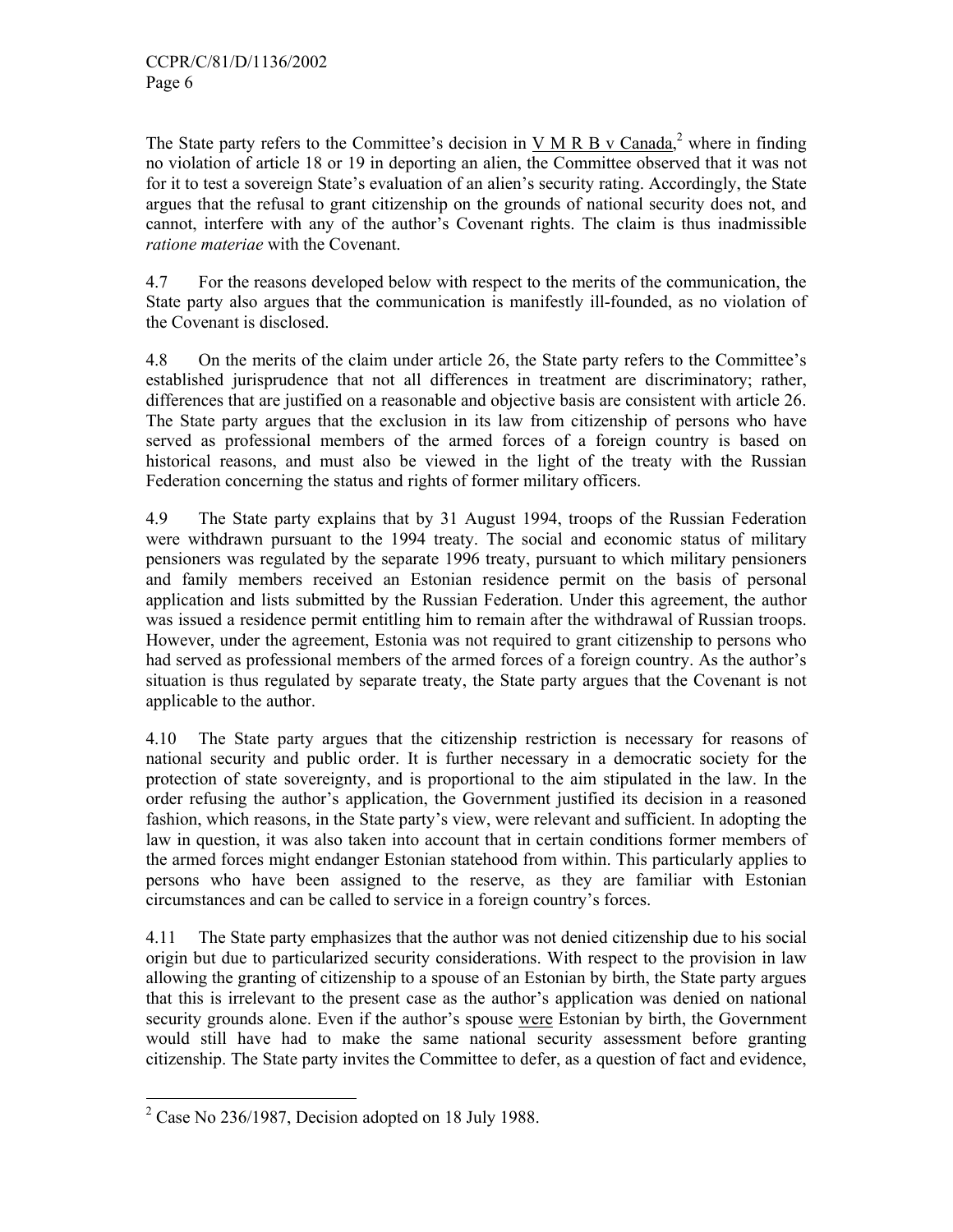The State party refers to the Committee's decision in V M R B v Canada,[2] where in finding no violation of article 18 or 19 in deporting an alien, the Committee observed that it was not for it to test a sovereign State's evaluation of an alien's security rating. Accordingly, the State argues that the refusal to grant citizenship on the grounds of national security does not, and cannot, interfere with any of the author's Covenant rights. The claim is thus inadmissible *ratione materiae* with the Covenant.

4.7 For the reasons developed below with respect to the merits of the communication, the State party also argues that the communication is manifestly ill-founded, as no violation of the Covenant is disclosed.

4.8 On the merits of the claim under article 26, the State party refers to the Committee's established jurisprudence that not all differences in treatment are discriminatory; rather, differences that are justified on a reasonable and objective basis are consistent with article 26. The State party argues that the exclusion in its law from citizenship of persons who have served as professional members of the armed forces of a foreign country is based on historical reasons, and must also be viewed in the light of the treaty with the Russian Federation concerning the status and rights of former military officers.

4.9 The State party explains that by 31 August 1994, troops of the Russian Federation were withdrawn pursuant to the 1994 treaty. The social and economic status of military pensioners was regulated by the separate 1996 treaty, pursuant to which military pensioners and family members received an Estonian residence permit on the basis of personal application and lists submitted by the Russian Federation. Under this agreement, the author was issued a residence permit entitling him to remain after the withdrawal of Russian troops. However, under the agreement, Estonia was not required to grant citizenship to persons who had served as professional members of the armed forces of a foreign country. As the author's situation is thus regulated by separate treaty, the State party argues that the Covenant is not applicable to the author.

4.10 The State party argues that the citizenship restriction is necessary for reasons of national security and public order. It is further necessary in a democratic society for the protection of state sovereignty, and is proportional to the aim stipulated in the law. In the order refusing the author's application, the Government justified its decision in a reasoned fashion, which reasons, in the State party's view, were relevant and sufficient. In adopting the law in question, it was also taken into account that in certain conditions former members of the armed forces might endanger Estonian statehood from within. This particularly applies to persons who have been assigned to the reserve, as they are familiar with Estonian circumstances and can be called to service in a foreign country's forces.

4.11 The State party emphasizes that the author was not denied citizenship due to his social origin but due to particularized security considerations. With respect to the provision in law allowing the granting of citizenship to a spouse of an Estonian by birth, the State party argues that this is irrelevant to the present case as the author's application was denied on national security grounds alone. Even if the author's spouse were Estonian by birth, the Government would still have had to make the same national security assessment before granting citizenship. The State party invites the Committee to defer, as a question of fact and evidence,

---

[2] Case No 236/1987, Decision adopted on 18 July 1988.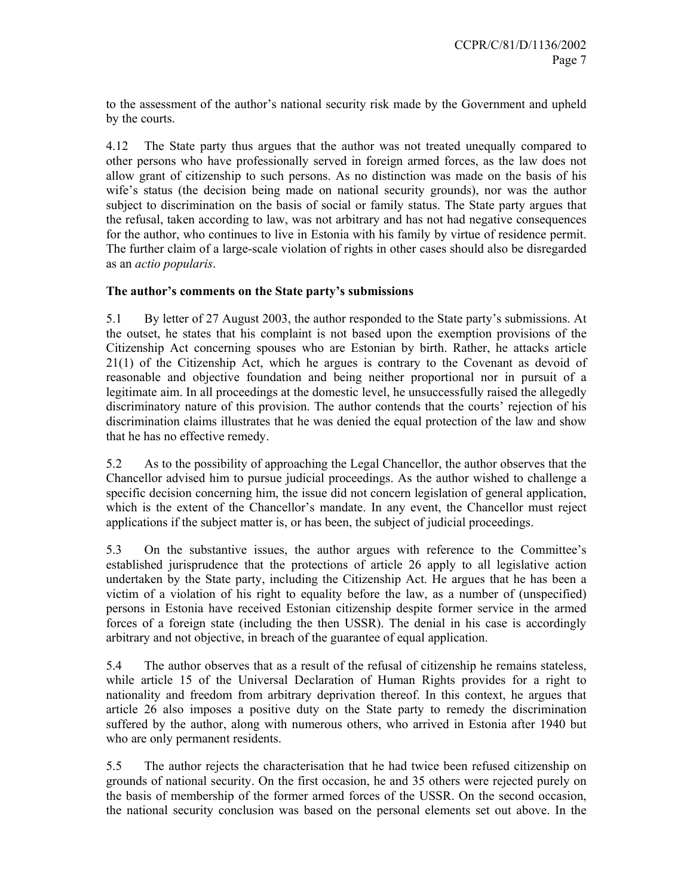to the assessment of the author's national security risk made by the Government and upheld by the courts.

4.12 The State party thus argues that the author was not treated unequally compared to other persons who have professionally served in foreign armed forces, as the law does not allow grant of citizenship to such persons. As no distinction was made on the basis of his wife's status (the decision being made on national security grounds), nor was the author subject to discrimination on the basis of social or family status. The State party argues that the refusal, taken according to law, was not arbitrary and has not had negative consequences for the author, who continues to live in Estonia with his family by virtue of residence permit. The further claim of a large-scale violation of rights in other cases should also be disregarded as an *actio popularis*.

**The author's comments on the State party's submissions**

5.1 By letter of 27 August 2003, the author responded to the State party's submissions. At the outset, he states that his complaint is not based upon the exemption provisions of the Citizenship Act concerning spouses who are Estonian by birth. Rather, he attacks article 21(1) of the Citizenship Act, which he argues is contrary to the Covenant as devoid of reasonable and objective foundation and being neither proportional nor in pursuit of a legitimate aim. In all proceedings at the domestic level, he unsuccessfully raised the allegedly discriminatory nature of this provision. The author contends that the courts' rejection of his discrimination claims illustrates that he was denied the equal protection of the law and show that he has no effective remedy.

5.2 As to the possibility of approaching the Legal Chancellor, the author observes that the Chancellor advised him to pursue judicial proceedings. As the author wished to challenge a specific decision concerning him, the issue did not concern legislation of general application, which is the extent of the Chancellor's mandate. In any event, the Chancellor must reject applications if the subject matter is, or has been, the subject of judicial proceedings.

5.3 On the substantive issues, the author argues with reference to the Committee's established jurisprudence that the protections of article 26 apply to all legislative action undertaken by the State party, including the Citizenship Act. He argues that he has been a victim of a violation of his right to equality before the law, as a number of (unspecified) persons in Estonia have received Estonian citizenship despite former service in the armed forces of a foreign state (including the then USSR). The denial in his case is accordingly arbitrary and not objective, in breach of the guarantee of equal application.

5.4 The author observes that as a result of the refusal of citizenship he remains stateless, while article 15 of the Universal Declaration of Human Rights provides for a right to nationality and freedom from arbitrary deprivation thereof. In this context, he argues that article 26 also imposes a positive duty on the State party to remedy the discrimination suffered by the author, along with numerous others, who arrived in Estonia after 1940 but who are only permanent residents.

5.5 The author rejects the characterisation that he had twice been refused citizenship on grounds of national security. On the first occasion, he and 35 others were rejected purely on the basis of membership of the former armed forces of the USSR. On the second occasion, the national security conclusion was based on the personal elements set out above. In the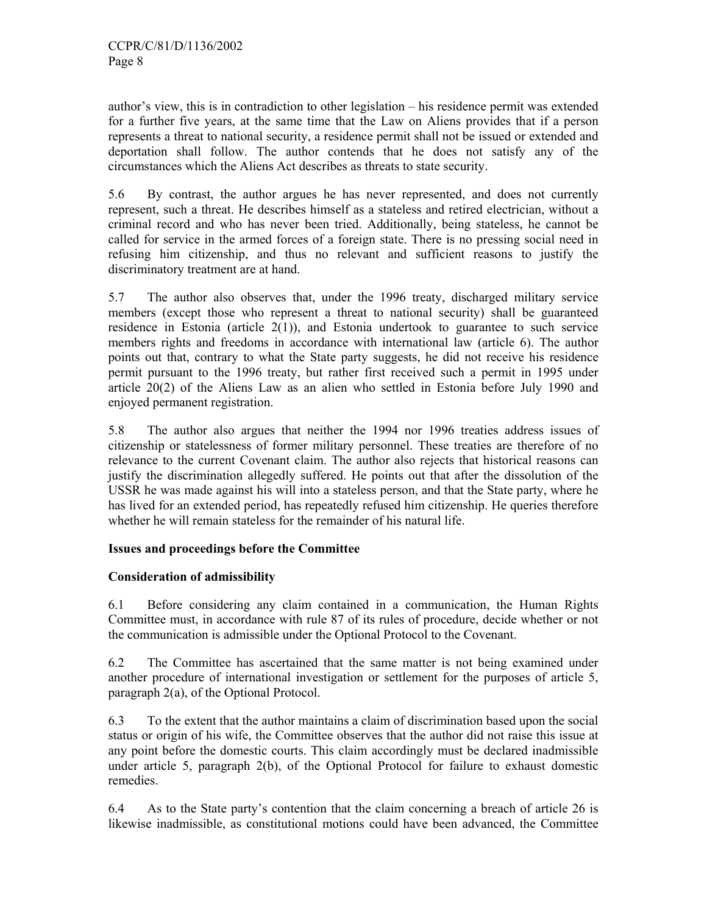author's view, this is in contradiction to other legislation – his residence permit was extended for a further five years, at the same time that the Law on Aliens provides that if a person represents a threat to national security, a residence permit shall not be issued or extended and deportation shall follow. The author contends that he does not satisfy any of the circumstances which the Aliens Act describes as threats to state security.

5.6 By contrast, the author argues he has never represented, and does not currently represent, such a threat. He describes himself as a stateless and retired electrician, without a criminal record and who has never been tried. Additionally, being stateless, he cannot be called for service in the armed forces of a foreign state. There is no pressing social need in refusing him citizenship, and thus no relevant and sufficient reasons to justify the discriminatory treatment are at hand.

5.7 The author also observes that, under the 1996 treaty, discharged military service members (except those who represent a threat to national security) shall be guaranteed residence in Estonia (article 2(1)), and Estonia undertook to guarantee to such service members rights and freedoms in accordance with international law (article 6). The author points out that, contrary to what the State party suggests, he did not receive his residence permit pursuant to the 1996 treaty, but rather first received such a permit in 1995 under article 20(2) of the Aliens Law as an alien who settled in Estonia before July 1990 and enjoyed permanent registration.

5.8 The author also argues that neither the 1994 nor 1996 treaties address issues of citizenship or statelessness of former military personnel. These treaties are therefore of no relevance to the current Covenant claim. The author also rejects that historical reasons can justify the discrimination allegedly suffered. He points out that after the dissolution of the USSR he was made against his will into a stateless person, and that the State party, where he has lived for an extended period, has repeatedly refused him citizenship. He queries therefore whether he will remain stateless for the remainder of his natural life.

## Issues and proceedings before the Committee

### Consideration of admissibility

6.1 Before considering any claim contained in a communication, the Human Rights Committee must, in accordance with rule 87 of its rules of procedure, decide whether or not the communication is admissible under the Optional Protocol to the Covenant.

6.2 The Committee has ascertained that the same matter is not being examined under another procedure of international investigation or settlement for the purposes of article 5, paragraph 2(a), of the Optional Protocol.

6.3 To the extent that the author maintains a claim of discrimination based upon the social status or origin of his wife, the Committee observes that the author did not raise this issue at any point before the domestic courts. This claim accordingly must be declared inadmissible under article 5, paragraph 2(b), of the Optional Protocol for failure to exhaust domestic remedies.

6.4 As to the State party's contention that the claim concerning a breach of article 26 is likewise inadmissible, as constitutional motions could have been advanced, the Committee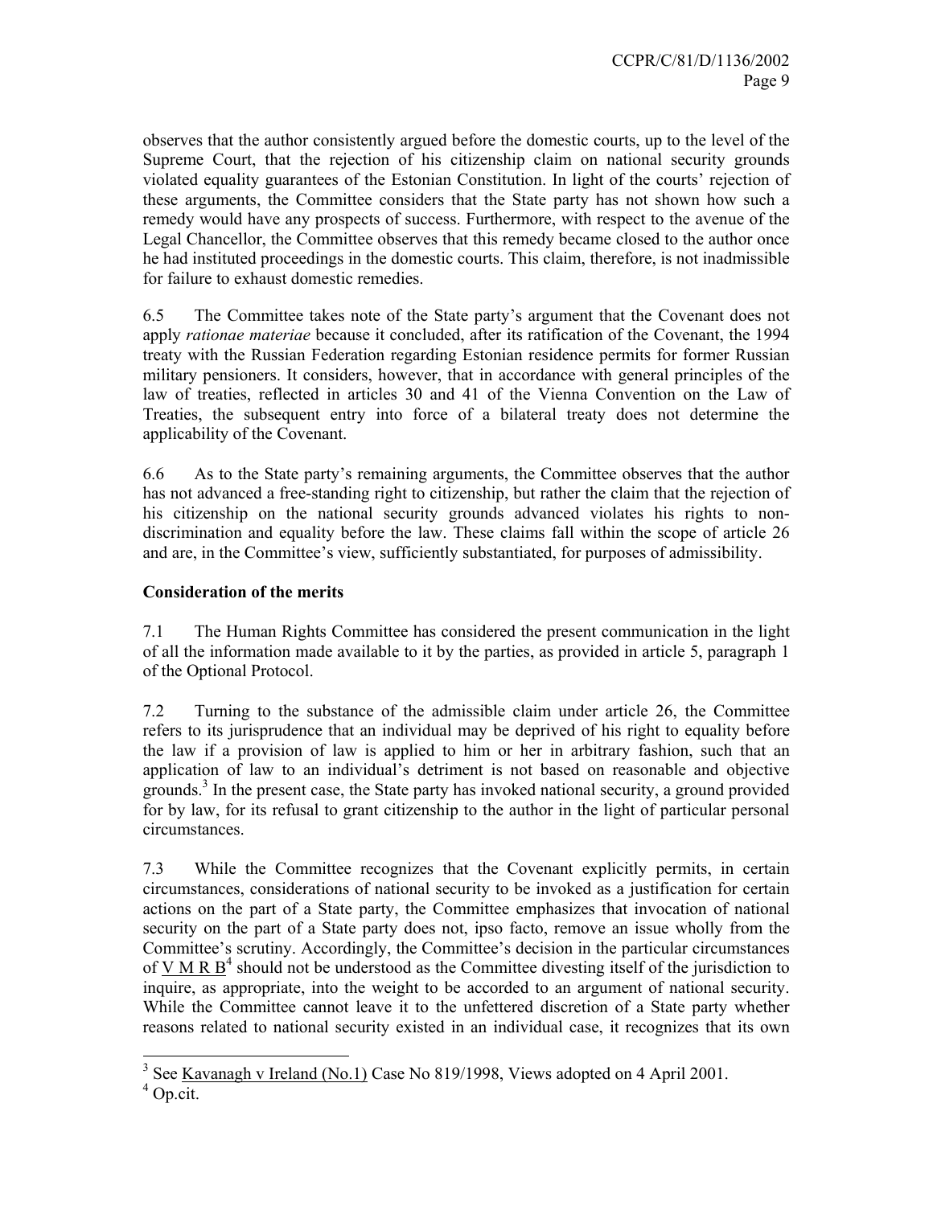observes that the author consistently argued before the domestic courts, up to the level of the Supreme Court, that the rejection of his citizenship claim on national security grounds violated equality guarantees of the Estonian Constitution. In light of the courts' rejection of these arguments, the Committee considers that the State party has not shown how such a remedy would have any prospects of success. Furthermore, with respect to the avenue of the Legal Chancellor, the Committee observes that this remedy became closed to the author once he had instituted proceedings in the domestic courts. This claim, therefore, is not inadmissible for failure to exhaust domestic remedies.

6.5 The Committee takes note of the State party's argument that the Covenant does not apply *rationae materiae* because it concluded, after its ratification of the Covenant, the 1994 treaty with the Russian Federation regarding Estonian residence permits for former Russian military pensioners. It considers, however, that in accordance with general principles of the law of treaties, reflected in articles 30 and 41 of the Vienna Convention on the Law of Treaties, the subsequent entry into force of a bilateral treaty does not determine the applicability of the Covenant.

6.6 As to the State party's remaining arguments, the Committee observes that the author has not advanced a free-standing right to citizenship, but rather the claim that the rejection of his citizenship on the national security grounds advanced violates his rights to non-discrimination and equality before the law. These claims fall within the scope of article 26 and are, in the Committee's view, sufficiently substantiated, for purposes of admissibility.

**Consideration of the merits**

7.1 The Human Rights Committee has considered the present communication in the light of all the information made available to it by the parties, as provided in article 5, paragraph 1 of the Optional Protocol.

7.2 Turning to the substance of the admissible claim under article 26, the Committee refers to its jurisprudence that an individual may be deprived of his right to equality before the law if a provision of law is applied to him or her in arbitrary fashion, such that an application of law to an individual's detriment is not based on reasonable and objective grounds.[3] In the present case, the State party has invoked national security, a ground provided for by law, for its refusal to grant citizenship to the author in the light of particular personal circumstances.

7.3 While the Committee recognizes that the Covenant explicitly permits, in certain circumstances, considerations of national security to be invoked as a justification for certain actions on the part of a State party, the Committee emphasizes that invocation of national security on the part of a State party does not, ipso facto, remove an issue wholly from the Committee's scrutiny. Accordingly, the Committee's decision in the particular circumstances of V M R B[4] should not be understood as the Committee divesting itself of the jurisdiction to inquire, as appropriate, into the weight to be accorded to an argument of national security. While the Committee cannot leave it to the unfettered discretion of a State party whether reasons related to national security existed in an individual case, it recognizes that its own

---

[3] See Kavanagh v Ireland (No.1) Case No 819/1998, Views adopted on 4 April 2001.

[4] Op.cit.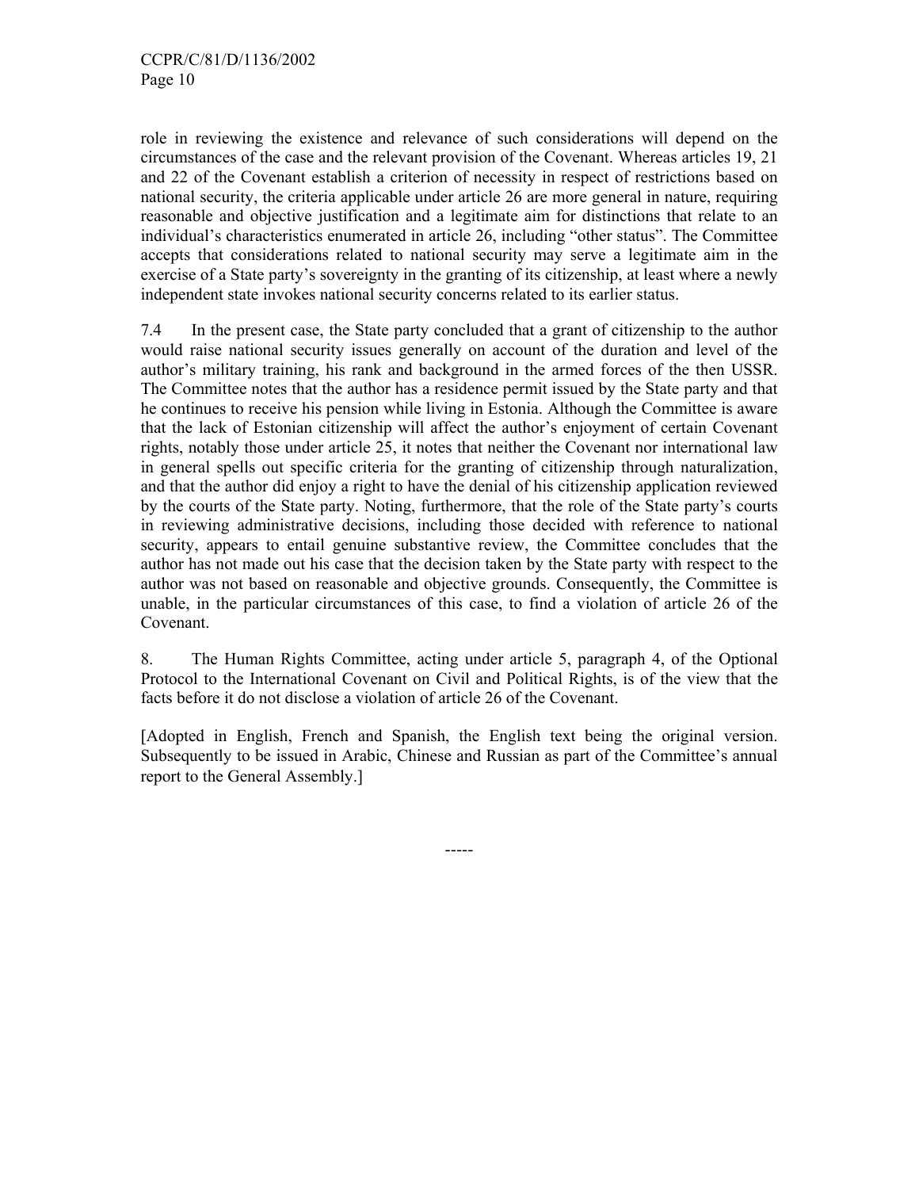role in reviewing the existence and relevance of such considerations will depend on the circumstances of the case and the relevant provision of the Covenant. Whereas articles 19, 21 and 22 of the Covenant establish a criterion of necessity in respect of restrictions based on national security, the criteria applicable under article 26 are more general in nature, requiring reasonable and objective justification and a legitimate aim for distinctions that relate to an individual's characteristics enumerated in article 26, including "other status". The Committee accepts that considerations related to national security may serve a legitimate aim in the exercise of a State party's sovereignty in the granting of its citizenship, at least where a newly independent state invokes national security concerns related to its earlier status.

7.4 In the present case, the State party concluded that a grant of citizenship to the author would raise national security issues generally on account of the duration and level of the author's military training, his rank and background in the armed forces of the then USSR. The Committee notes that the author has a residence permit issued by the State party and that he continues to receive his pension while living in Estonia. Although the Committee is aware that the lack of Estonian citizenship will affect the author's enjoyment of certain Covenant rights, notably those under article 25, it notes that neither the Covenant nor international law in general spells out specific criteria for the granting of citizenship through naturalization, and that the author did enjoy a right to have the denial of his citizenship application reviewed by the courts of the State party. Noting, furthermore, that the role of the State party's courts in reviewing administrative decisions, including those decided with reference to national security, appears to entail genuine substantive review, the Committee concludes that the author has not made out his case that the decision taken by the State party with respect to the author was not based on reasonable and objective grounds. Consequently, the Committee is unable, in the particular circumstances of this case, to find a violation of article 26 of the Covenant.

8. The Human Rights Committee, acting under article 5, paragraph 4, of the Optional Protocol to the International Covenant on Civil and Political Rights, is of the view that the facts before it do not disclose a violation of article 26 of the Covenant.

[Adopted in English, French and Spanish, the English text being the original version. Subsequently to be issued in Arabic, Chinese and Russian as part of the Committee's annual report to the General Assembly.]

-----